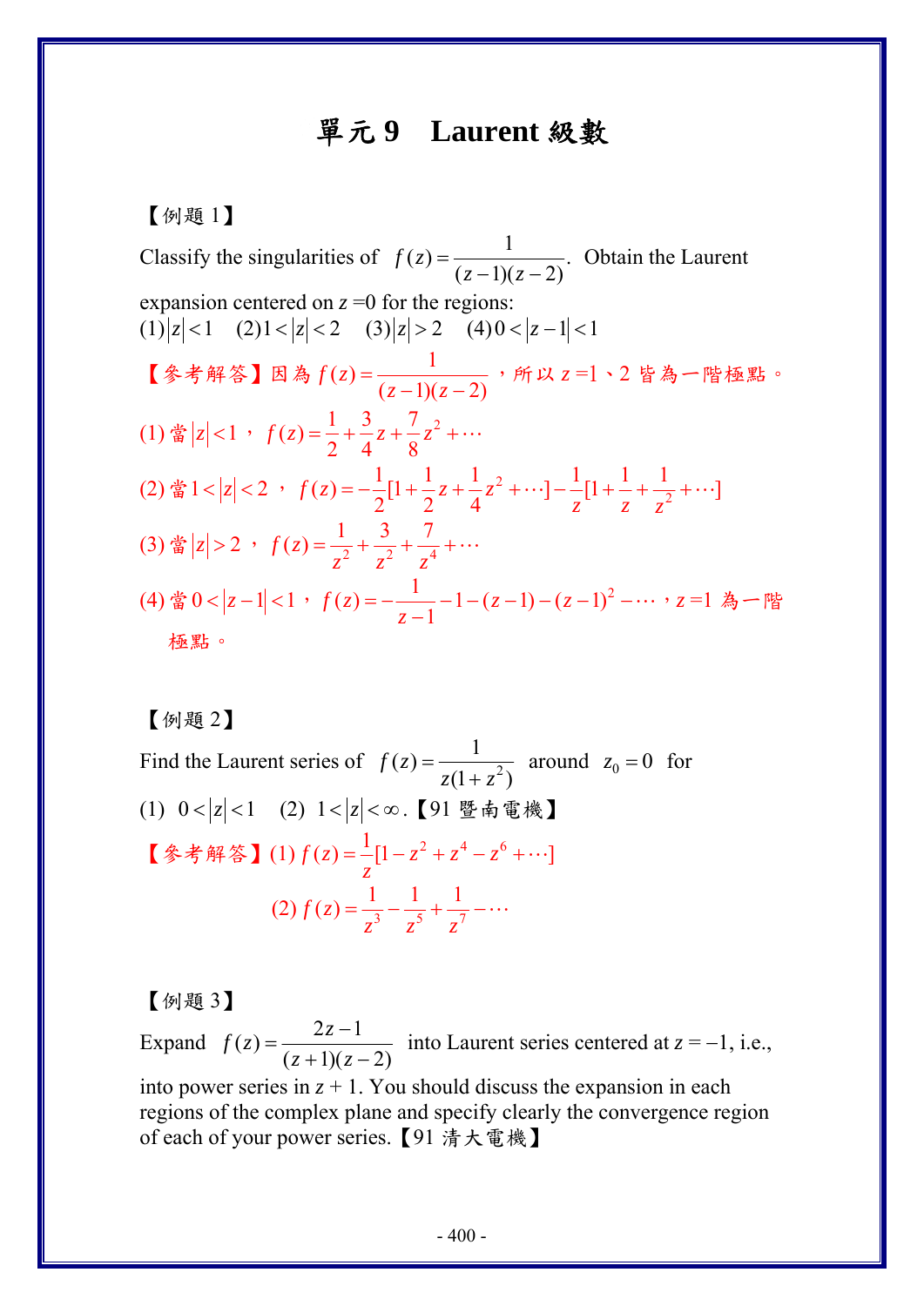# 單元 9　Laurent 級數

【例題 1】

Classify the singularities of $f(z)=\dfrac{1}{(z-1)(z-2)}$. Obtain the Laurent expansion centered on $z=0$ for the regions:

(1) $|z|<1$　(2) $1<|z|<2$　(3) $|z|>2$　(4) $0<|z-1|<1$

【參考解答】因為 $f(z)=\dfrac{1}{(z-1)(z-2)}$，所以 $z=1$、$2$ 皆為一階極點。

(1) 當 $|z|<1$，$f(z)=\dfrac{1}{2}+\dfrac{3}{4}z+\dfrac{7}{8}z^2+\cdots$

(2) 當 $1<|z|<2$，$f(z)=-\dfrac{1}{2}[1+\dfrac{1}{2}z+\dfrac{1}{4}z^2+\cdots]-\dfrac{1}{z}[1+\dfrac{1}{z}+\dfrac{1}{z^2}+\cdots]$

(3) 當 $|z|>2$，$f(z)=\dfrac{1}{z^2}+\dfrac{3}{z^2}+\dfrac{7}{z^4}+\cdots$

(4) 當 $0<|z-1|<1$，$f(z)=-\dfrac{1}{z-1}-1-(z-1)-(z-1)^2-\cdots$，$z=1$ 為一階極點。

【例題 2】

Find the Laurent series of $f(z)=\dfrac{1}{z(1+z^2)}$ around $z_0=0$ for

(1) $0<|z|<1$　(2) $1<|z|<\infty$.【91 暨南電機】

【參考解答】(1) $f(z)=\dfrac{1}{z}[1-z^2+z^4-z^6+\cdots]$

(2) $f(z)=\dfrac{1}{z^3}-\dfrac{1}{z^5}+\dfrac{1}{z^7}-\cdots$

【例題 3】

Expand $f(z)=\dfrac{2z-1}{(z+1)(z-2)}$ into Laurent series centered at $z=-1$, i.e., into power series in $z+1$. You should discuss the expansion in each regions of the complex plane and specify clearly the convergence region of each of your power series.【91 清大電機】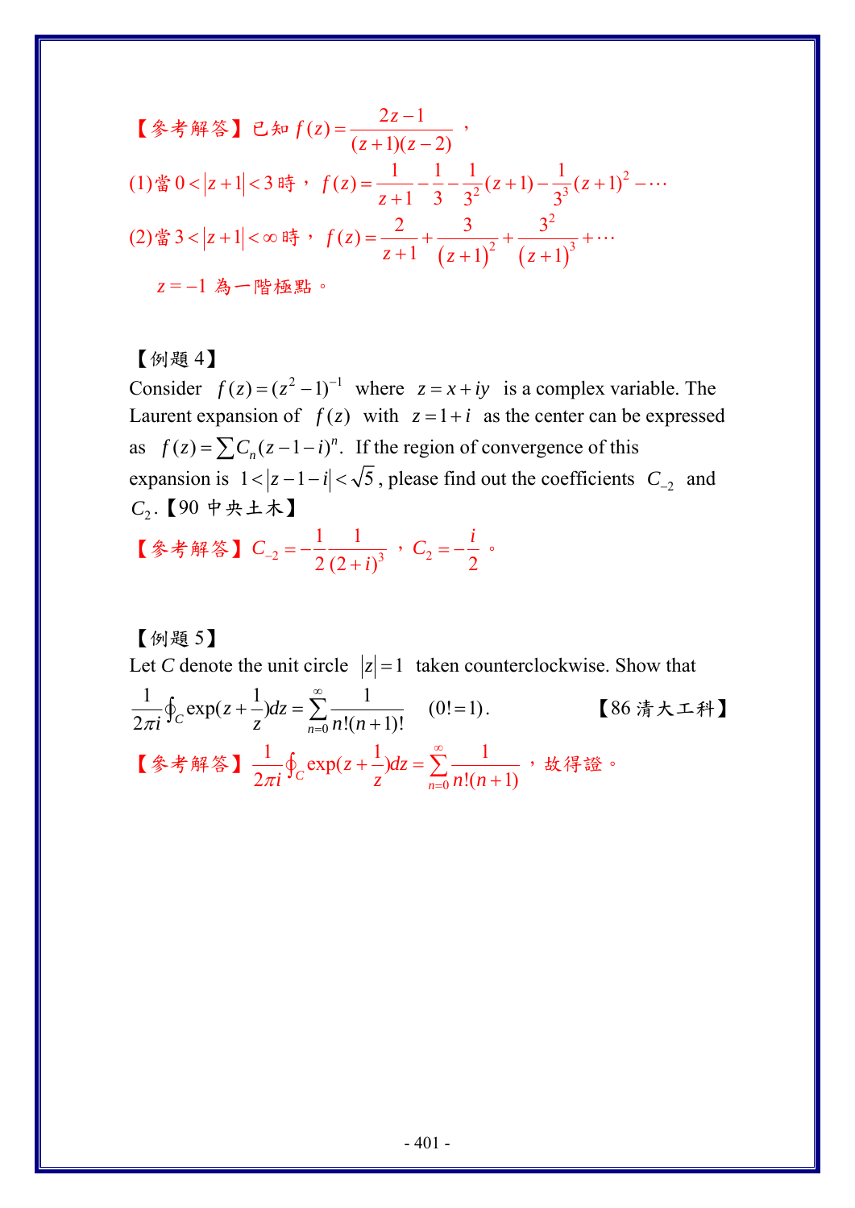【參考解答】已知 $f(z)=\dfrac{2z-1}{(z+1)(z-2)}$，

(1)當 $0<|z+1|<3$ 時，$f(z)=\dfrac{1}{z+1}-\dfrac{1}{3}-\dfrac{1}{3^2}(z+1)-\dfrac{1}{3^3}(z+1)^2-\cdots$

(2)當 $3<|z+1|<\infty$ 時，$f(z)=\dfrac{2}{z+1}+\dfrac{3}{(z+1)^2}+\dfrac{3^2}{(z+1)^3}+\cdots$

$z=-1$ 為一階極點。

【例題 4】

Consider $f(z)=(z^2-1)^{-1}$ where $z=x+iy$ is a complex variable. The Laurent expansion of $f(z)$ with $z=1+i$ as the center can be expressed as $f(z)=\sum C_n(z-1-i)^n$. If the region of convergence of this expansion is $1<|z-1-i|<\sqrt{5}$, please find out the coefficients $C_{-2}$ and $C_2$.【90 中央土木】

【參考解答】$C_{-2}=-\dfrac{1}{2}\dfrac{1}{(2+i)^3}$，$C_2=-\dfrac{i}{2}$。

【例題 5】

Let $C$ denote the unit circle $|z|=1$ taken counterclockwise. Show that

$$\frac{1}{2\pi i}\oint_C \exp(z+\frac{1}{z})dz=\sum_{n=0}^{\infty}\frac{1}{n!(n+1)!} \quad (0!=1).$$ 【86 清大工科】

【參考解答】$\dfrac{1}{2\pi i}\oint_C \exp(z+\dfrac{1}{z})dz=\sum_{n=0}^{\infty}\dfrac{1}{n!(n+1)}$，故得證。